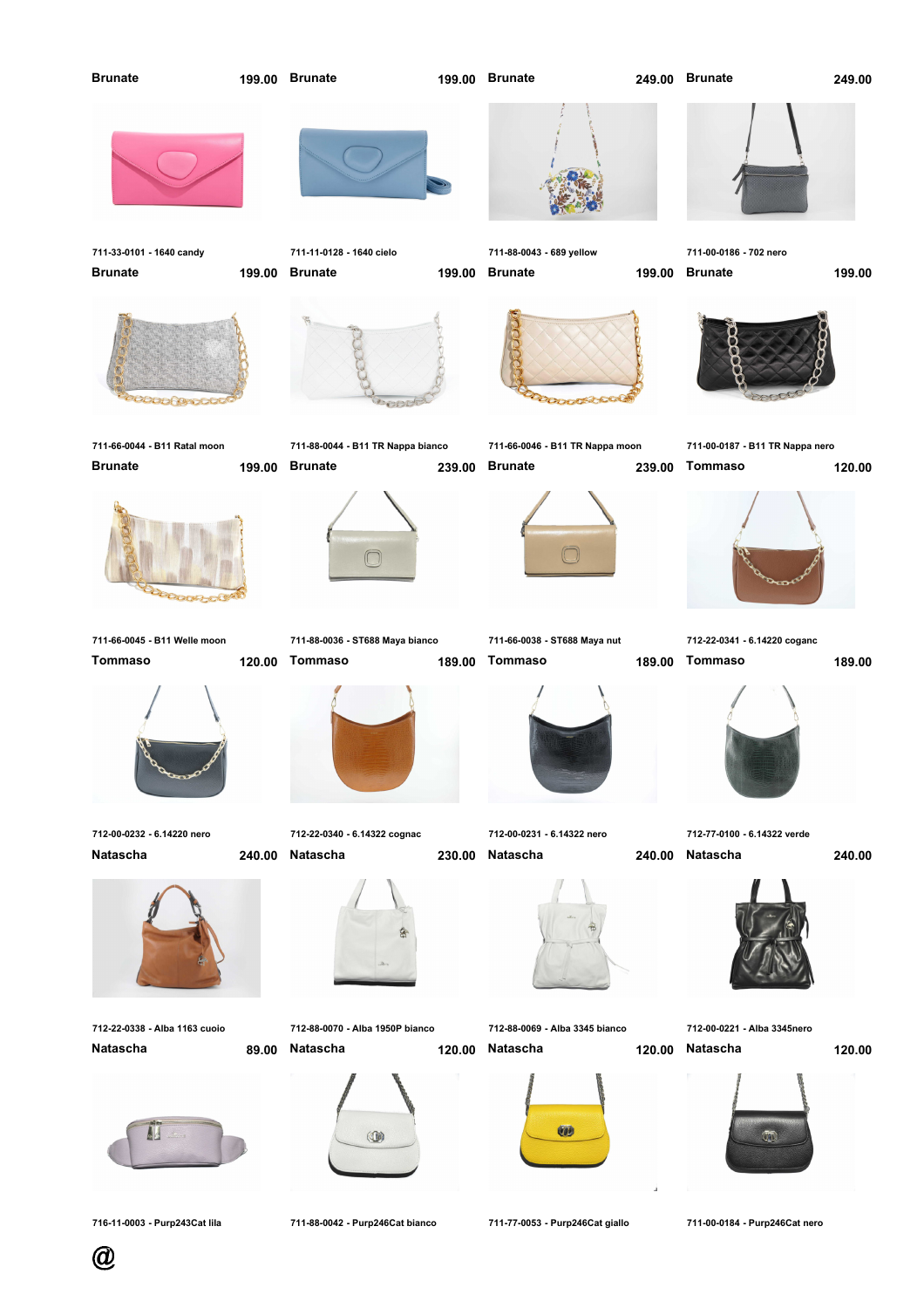| Brand | Price | Article |
|---|---|---|
| Brunate | 199.00 | 711-33-0101 - 1640 candy |
| Brunate | 199.00 | 711-11-0128 - 1640 cielo |
| Brunate | 249.00 | 711-88-0043 - 689 yellow |
| Brunate | 249.00 | 711-00-0186 - 702 nero |
| Brunate | 199.00 | 711-66-0044 - B11 Ratal moon |
| Brunate | 199.00 | 711-88-0044 - B11 TR Nappa bianco |
| Brunate | 199.00 | 711-66-0046 - B11 TR Nappa moon |
| Brunate | 199.00 | 711-00-0187 - B11 TR Nappa nero |
| Brunate | 199.00 | 711-66-0045 - B11 Welle moon |
| Brunate | 239.00 | 711-88-0036 - ST688 Maya bianco |
| Brunate | 239.00 | 711-66-0038 - ST688 Maya nut |
| Tommaso | 120.00 | 712-22-0341 - 6.14220 coganc |
| Tommaso | 120.00 | 712-00-0232 - 6.14220 nero |
| Tommaso | 189.00 | 712-22-0340 - 6.14322 cognac |
| Tommaso | 189.00 | 712-00-0231 - 6.14322 nero |
| Tommaso | 189.00 | 712-77-0100 - 6.14322 verde |
| Natascha | 240.00 | 712-22-0338 - Alba 1163 cuoio |
| Natascha | 230.00 | 712-88-0070 - Alba 1950P bianco |
| Natascha | 240.00 | 712-88-0069 - Alba 3345 bianco |
| Natascha | 240.00 | 712-00-0221 - Alba 3345nero |
| Natascha | 89.00 | 716-11-0003 - Purp243Cat lila |
| Natascha | 120.00 | 711-88-0042 - Purp246Cat bianco |
| Natascha | 120.00 | 711-77-0053 - Purp246Cat giallo |
| Natascha | 120.00 | 711-00-0184 - Purp246Cat nero |

@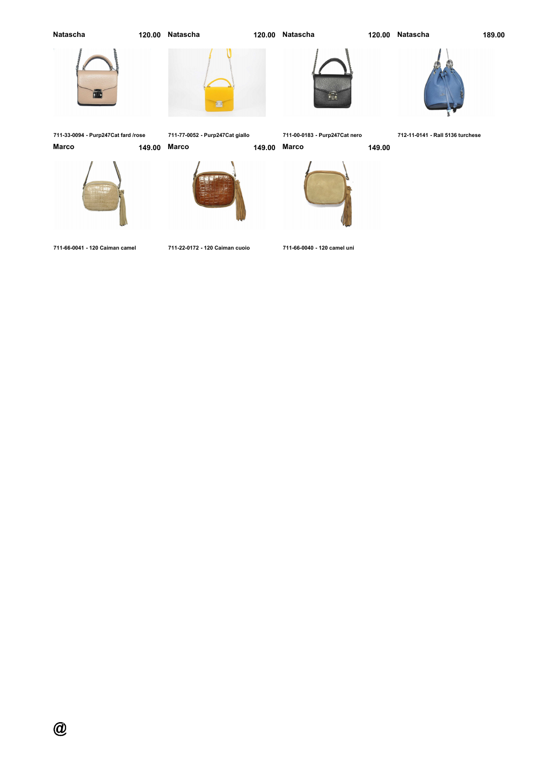| Natascha | 120.00 | Natascha | 120.00 | Natascha | 120.00 | Natascha | 189.00 |
|---|---|---|---|---|---|---|---|
| 711-33-0094 - Purp247Cat fard /rose | | 711-77-0052 - Purp247Cat giallo | | 711-00-0183 - Purp247Cat nero | | 712-11-0141 - Rall 5136 turchese | |

| Marco | 149.00 | Marco | 149.00 | Marco | 149.00 |
|---|---|---|---|---|---|
| 711-66-0041 - 120 Caiman camel | | 711-22-0172 - 120 Caiman cuoio | | 711-66-0040 - 120 camel uni | |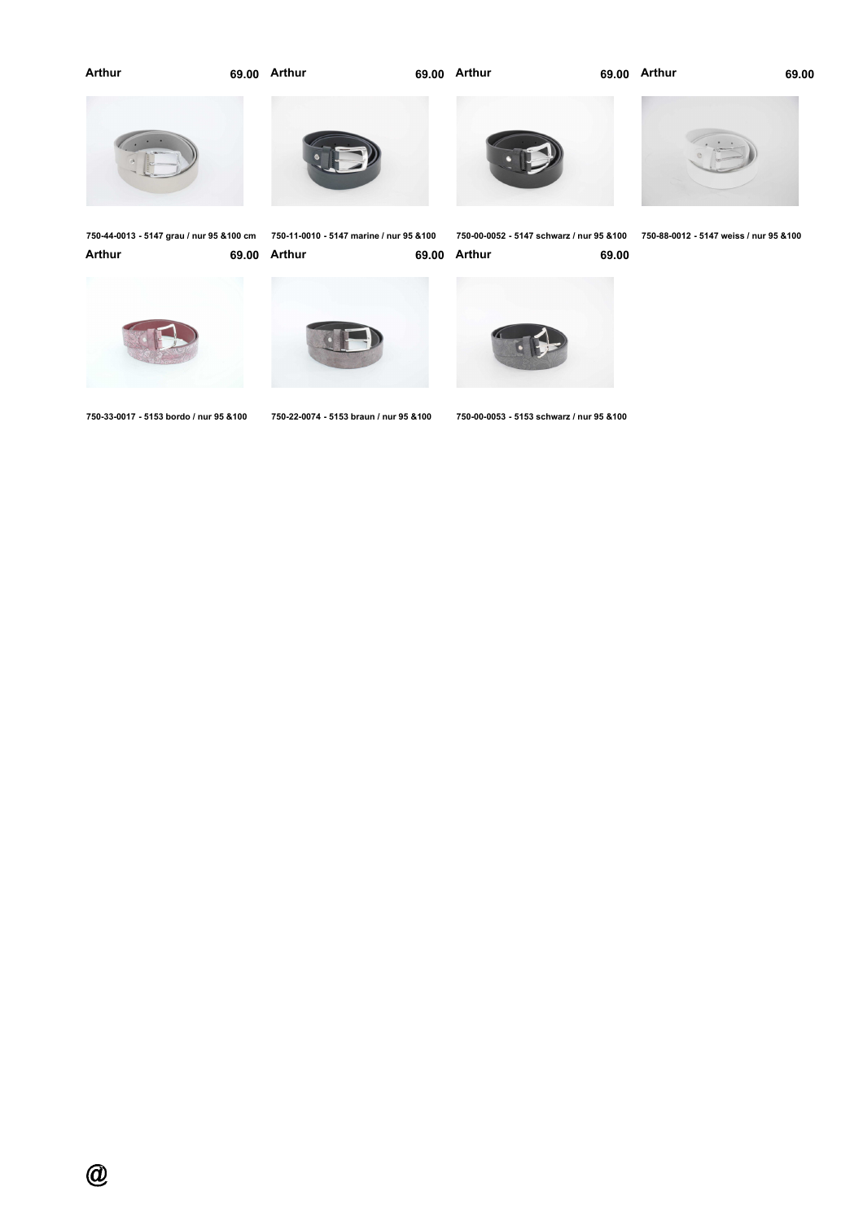**Arthur** 69.00

750-44-0013 - 5147 grau / nur 95 &100 cm

**Arthur** 69.00

750-11-0010 - 5147 marine / nur 95 &100

**Arthur** 69.00

750-00-0052 - 5147 schwarz / nur 95 &100

**Arthur** 69.00

750-88-0012 - 5147 weiss / nur 95 &100

**Arthur** 69.00

750-33-0017 - 5153 bordo / nur 95 &100

**Arthur** 69.00

750-22-0074 - 5153 braun / nur 95 &100

**Arthur** 69.00

750-00-0053 - 5153 schwarz / nur 95 &100